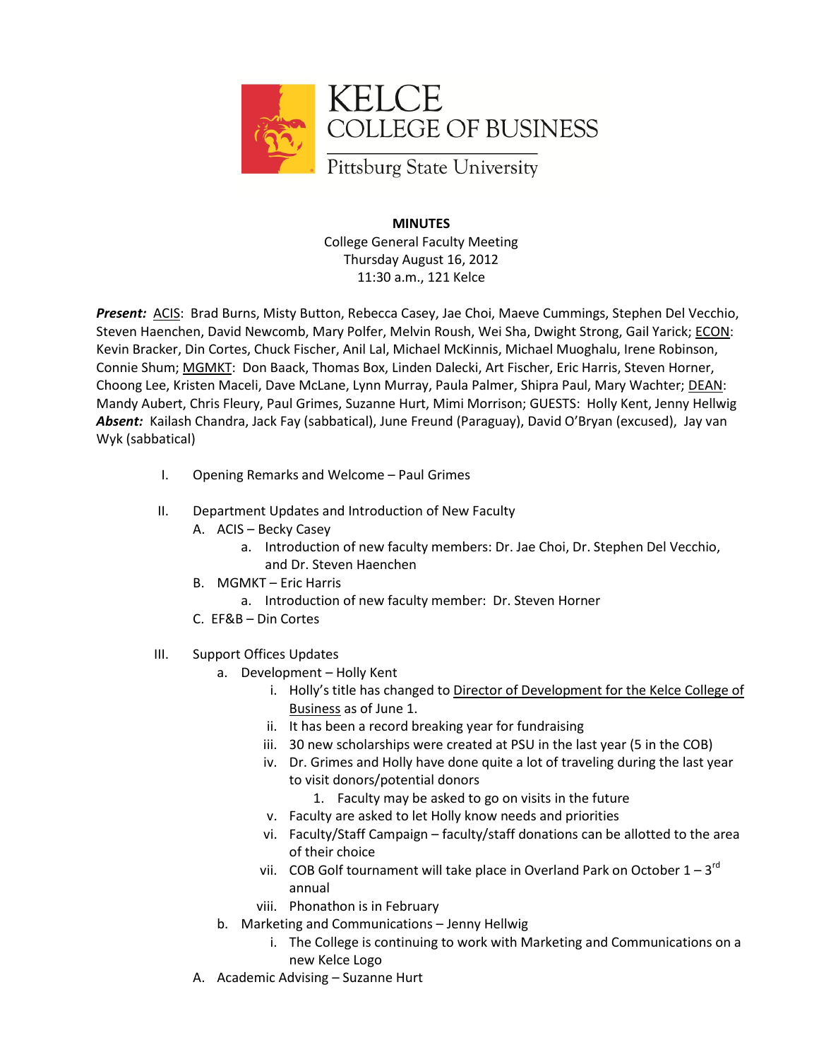KELCE
COLLEGE OF BUSINESS
Pittsburg State University

**MINUTES**
College General Faculty Meeting
Thursday August 16, 2012
11:30 a.m., 121 Kelce

***Present:*** ACIS: Brad Burns, Misty Button, Rebecca Casey, Jae Choi, Maeve Cummings, Stephen Del Vecchio, Steven Haenchen, David Newcomb, Mary Polfer, Melvin Roush, Wei Sha, Dwight Strong, Gail Yarick; ECON: Kevin Bracker, Din Cortes, Chuck Fischer, Anil Lal, Michael McKinnis, Michael Muoghalu, Irene Robinson, Connie Shum; MGMKT: Don Baack, Thomas Box, Linden Dalecki, Art Fischer, Eric Harris, Steven Horner, Choong Lee, Kristen Maceli, Dave McLane, Lynn Murray, Paula Palmer, Shipra Paul, Mary Wachter; DEAN: Mandy Aubert, Chris Fleury, Paul Grimes, Suzanne Hurt, Mimi Morrison; GUESTS: Holly Kent, Jenny Hellwig
***Absent:*** Kailash Chandra, Jack Fay (sabbatical), June Freund (Paraguay), David O'Bryan (excused), Jay van Wyk (sabbatical)

I. Opening Remarks and Welcome – Paul Grimes

II. Department Updates and Introduction of New Faculty
   A. ACIS – Becky Casey
      a. Introduction of new faculty members: Dr. Jae Choi, Dr. Stephen Del Vecchio, and Dr. Steven Haenchen
   B. MGMKT – Eric Harris
      a. Introduction of new faculty member: Dr. Steven Horner
   C. EF&B – Din Cortes

III. Support Offices Updates
   a. Development – Holly Kent
      i. Holly's title has changed to Director of Development for the Kelce College of Business as of June 1.
      ii. It has been a record breaking year for fundraising
      iii. 30 new scholarships were created at PSU in the last year (5 in the COB)
      iv. Dr. Grimes and Holly have done quite a lot of traveling during the last year to visit donors/potential donors
         1. Faculty may be asked to go on visits in the future
      v. Faculty are asked to let Holly know needs and priorities
      vi. Faculty/Staff Campaign – faculty/staff donations can be allotted to the area of their choice
      vii. COB Golf tournament will take place in Overland Park on October 1 – 3rd annual
      viii. Phonathon is in February
   b. Marketing and Communications – Jenny Hellwig
      i. The College is continuing to work with Marketing and Communications on a new Kelce Logo
   A. Academic Advising – Suzanne Hurt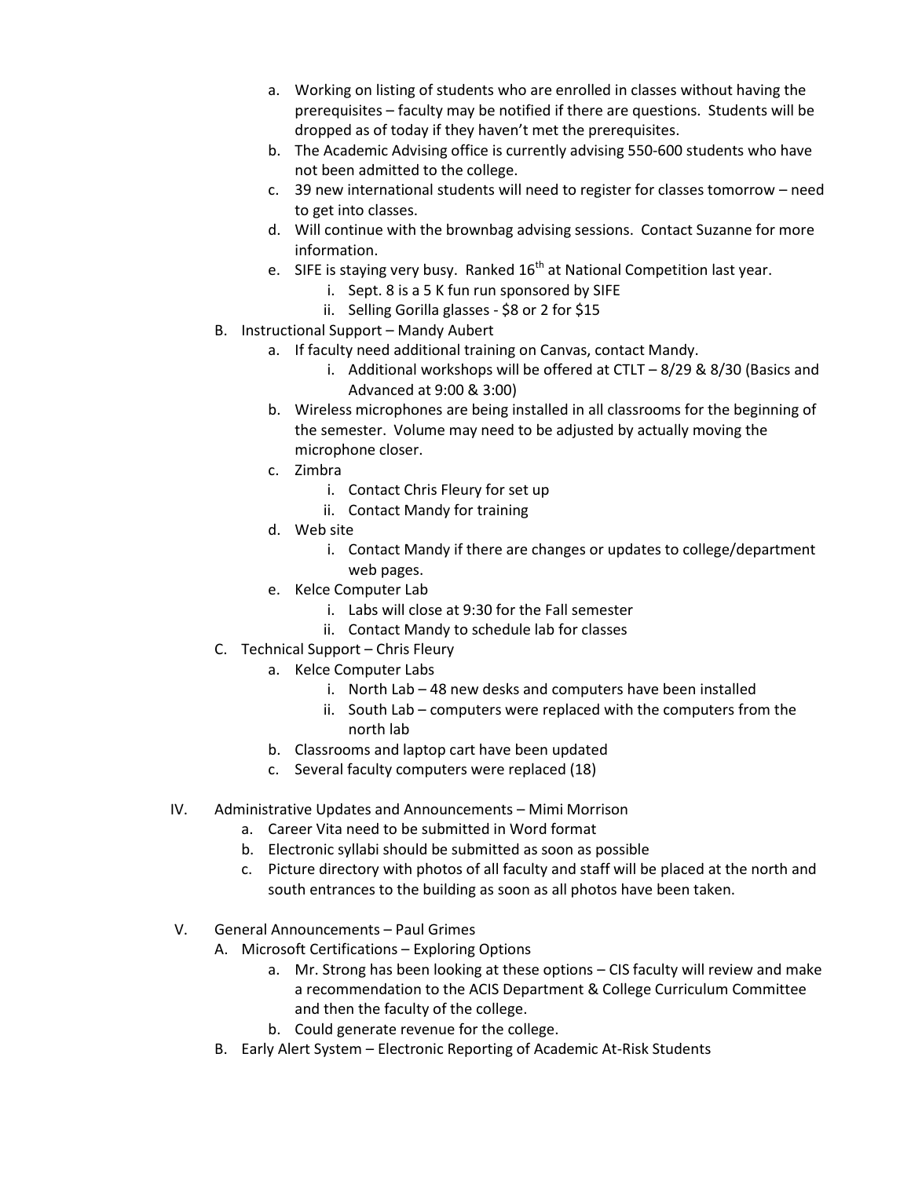a. Working on listing of students who are enrolled in classes without having the prerequisites – faculty may be notified if there are questions. Students will be dropped as of today if they haven't met the prerequisites.
b. The Academic Advising office is currently advising 550-600 students who have not been admitted to the college.
c. 39 new international students will need to register for classes tomorrow – need to get into classes.
d. Will continue with the brownbag advising sessions. Contact Suzanne for more information.
e. SIFE is staying very busy. Ranked 16th at National Competition last year.
    i. Sept. 8 is a 5 K fun run sponsored by SIFE
    ii. Selling Gorilla glasses - $8 or 2 for $15

B. Instructional Support – Mandy Aubert
    a. If faculty need additional training on Canvas, contact Mandy.
        i. Additional workshops will be offered at CTLT – 8/29 & 8/30 (Basics and Advanced at 9:00 & 3:00)
    b. Wireless microphones are being installed in all classrooms for the beginning of the semester. Volume may need to be adjusted by actually moving the microphone closer.
    c. Zimbra
        i. Contact Chris Fleury for set up
        ii. Contact Mandy for training
    d. Web site
        i. Contact Mandy if there are changes or updates to college/department web pages.
    e. Kelce Computer Lab
        i. Labs will close at 9:30 for the Fall semester
        ii. Contact Mandy to schedule lab for classes

C. Technical Support – Chris Fleury
    a. Kelce Computer Labs
        i. North Lab – 48 new desks and computers have been installed
        ii. South Lab – computers were replaced with the computers from the north lab
    b. Classrooms and laptop cart have been updated
    c. Several faculty computers were replaced (18)

IV. Administrative Updates and Announcements – Mimi Morrison
    a. Career Vita need to be submitted in Word format
    b. Electronic syllabi should be submitted as soon as possible
    c. Picture directory with photos of all faculty and staff will be placed at the north and south entrances to the building as soon as all photos have been taken.

V. General Announcements – Paul Grimes
    A. Microsoft Certifications – Exploring Options
        a. Mr. Strong has been looking at these options – CIS faculty will review and make a recommendation to the ACIS Department & College Curriculum Committee and then the faculty of the college.
        b. Could generate revenue for the college.
    B. Early Alert System – Electronic Reporting of Academic At-Risk Students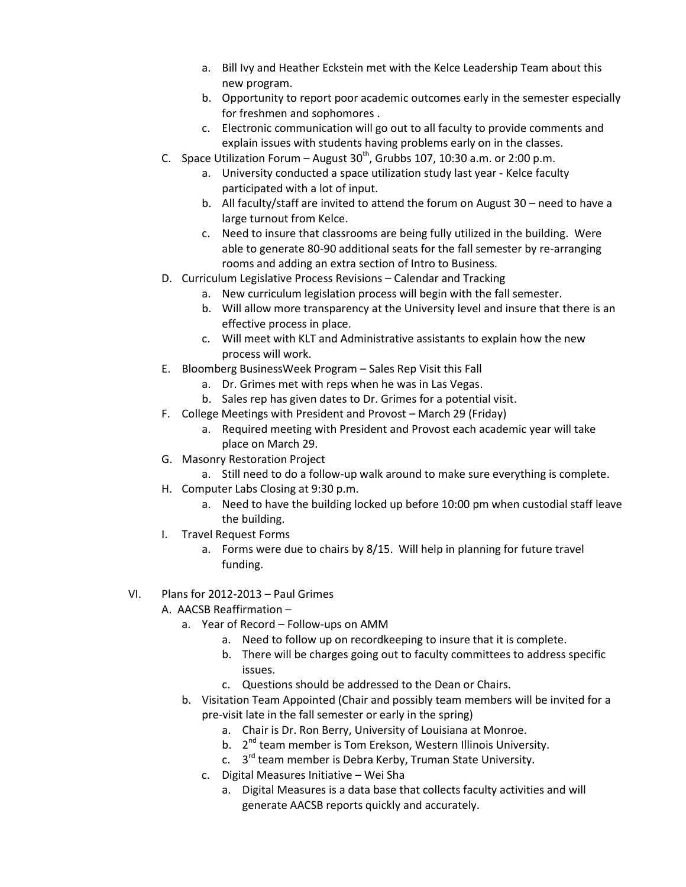a. Bill Ivy and Heather Eckstein met with the Kelce Leadership Team about this new program.
   b. Opportunity to report poor academic outcomes early in the semester especially for freshmen and sophomores .
   c. Electronic communication will go out to all faculty to provide comments and explain issues with students having problems early on in the classes.

C. Space Utilization Forum – August 30th, Grubbs 107, 10:30 a.m. or 2:00 p.m.
   a. University conducted a space utilization study last year - Kelce faculty participated with a lot of input.
   b. All faculty/staff are invited to attend the forum on August 30 – need to have a large turnout from Kelce.
   c. Need to insure that classrooms are being fully utilized in the building. Were able to generate 80-90 additional seats for the fall semester by re-arranging rooms and adding an extra section of Intro to Business.

D. Curriculum Legislative Process Revisions – Calendar and Tracking
   a. New curriculum legislation process will begin with the fall semester.
   b. Will allow more transparency at the University level and insure that there is an effective process in place.
   c. Will meet with KLT and Administrative assistants to explain how the new process will work.

E. Bloomberg BusinessWeek Program – Sales Rep Visit this Fall
   a. Dr. Grimes met with reps when he was in Las Vegas.
   b. Sales rep has given dates to Dr. Grimes for a potential visit.

F. College Meetings with President and Provost – March 29 (Friday)
   a. Required meeting with President and Provost each academic year will take place on March 29.

G. Masonry Restoration Project
   a. Still need to do a follow-up walk around to make sure everything is complete.

H. Computer Labs Closing at 9:30 p.m.
   a. Need to have the building locked up before 10:00 pm when custodial staff leave the building.

I. Travel Request Forms
   a. Forms were due to chairs by 8/15. Will help in planning for future travel funding.

VI. Plans for 2012-2013 – Paul Grimes

A. AACSB Reaffirmation –
   a. Year of Record – Follow-ups on AMM
      a. Need to follow up on recordkeeping to insure that it is complete.
      b. There will be charges going out to faculty committees to address specific issues.
      c. Questions should be addressed to the Dean or Chairs.
   b. Visitation Team Appointed (Chair and possibly team members will be invited for a pre-visit late in the fall semester or early in the spring)
      a. Chair is Dr. Ron Berry, University of Louisiana at Monroe.
      b. 2nd team member is Tom Erekson, Western Illinois University.
      c. 3rd team member is Debra Kerby, Truman State University.
   c. Digital Measures Initiative – Wei Sha
      a. Digital Measures is a data base that collects faculty activities and will generate AACSB reports quickly and accurately.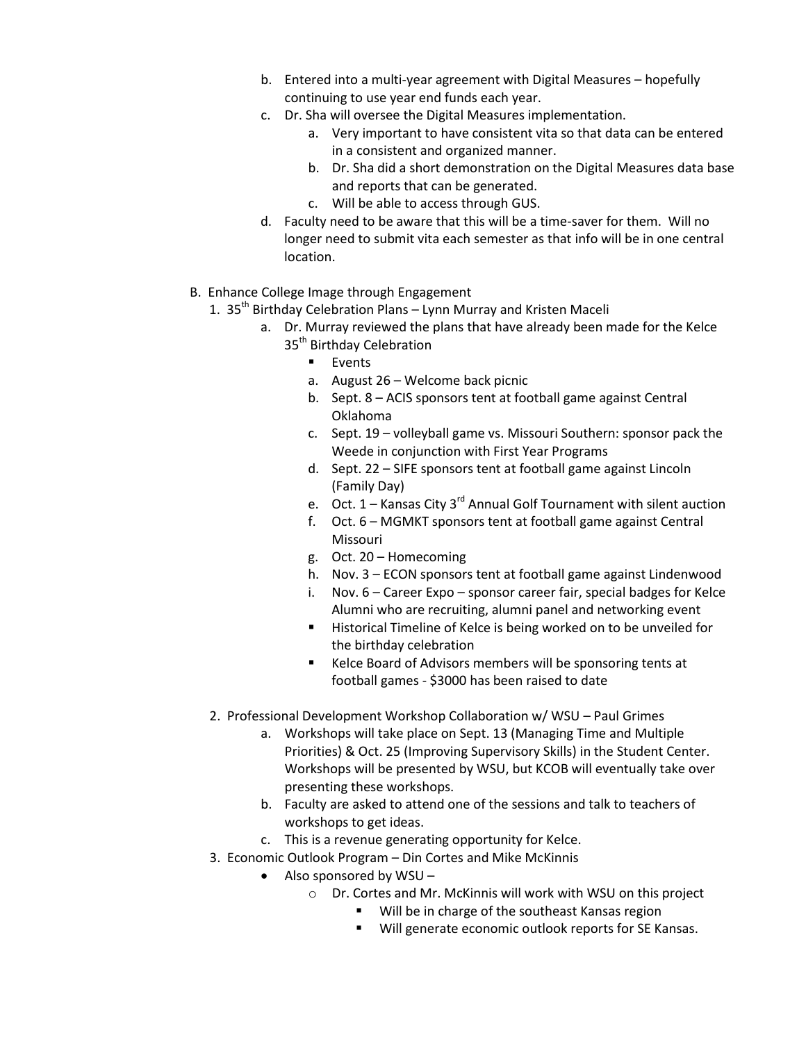b. Entered into a multi-year agreement with Digital Measures – hopefully continuing to use year end funds each year.
   c. Dr. Sha will oversee the Digital Measures implementation.
      a. Very important to have consistent vita so that data can be entered in a consistent and organized manner.
      b. Dr. Sha did a short demonstration on the Digital Measures data base and reports that can be generated.
      c. Will be able to access through GUS.
   d. Faculty need to be aware that this will be a time-saver for them. Will no longer need to submit vita each semester as that info will be in one central location.

B. Enhance College Image through Engagement
   1. 35th Birthday Celebration Plans – Lynn Murray and Kristen Maceli
      a. Dr. Murray reviewed the plans that have already been made for the Kelce 35th Birthday Celebration
         - Events
         a. August 26 – Welcome back picnic
         b. Sept. 8 – ACIS sponsors tent at football game against Central Oklahoma
         c. Sept. 19 – volleyball game vs. Missouri Southern: sponsor pack the Weede in conjunction with First Year Programs
         d. Sept. 22 – SIFE sponsors tent at football game against Lincoln (Family Day)
         e. Oct. 1 – Kansas City 3rd Annual Golf Tournament with silent auction
         f. Oct. 6 – MGMKT sponsors tent at football game against Central Missouri
         g. Oct. 20 – Homecoming
         h. Nov. 3 – ECON sponsors tent at football game against Lindenwood
         i. Nov. 6 – Career Expo – sponsor career fair, special badges for Kelce Alumni who are recruiting, alumni panel and networking event
         - Historical Timeline of Kelce is being worked on to be unveiled for the birthday celebration
         - Kelce Board of Advisors members will be sponsoring tents at football games - $3000 has been raised to date

   2. Professional Development Workshop Collaboration w/ WSU – Paul Grimes
      a. Workshops will take place on Sept. 13 (Managing Time and Multiple Priorities) & Oct. 25 (Improving Supervisory Skills) in the Student Center. Workshops will be presented by WSU, but KCOB will eventually take over presenting these workshops.
      b. Faculty are asked to attend one of the sessions and talk to teachers of workshops to get ideas.
      c. This is a revenue generating opportunity for Kelce.
   3. Economic Outlook Program – Din Cortes and Mike McKinnis
      - Also sponsored by WSU –
         - Dr. Cortes and Mr. McKinnis will work with WSU on this project
            - Will be in charge of the southeast Kansas region
            - Will generate economic outlook reports for SE Kansas.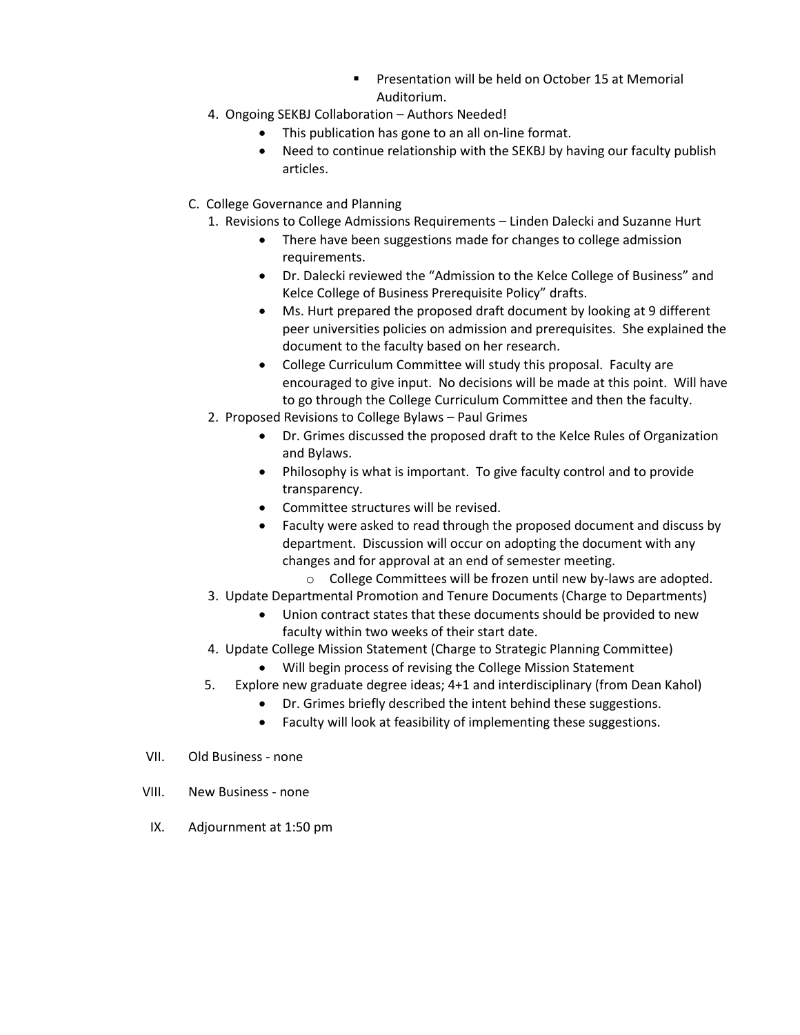- Presentation will be held on October 15 at Memorial Auditorium.

4. Ongoing SEKBJ Collaboration – Authors Needed!
    - This publication has gone to an all on-line format.
    - Need to continue relationship with the SEKBJ by having our faculty publish articles.

C. College Governance and Planning

1. Revisions to College Admissions Requirements – Linden Dalecki and Suzanne Hurt
    - There have been suggestions made for changes to college admission requirements.
    - Dr. Dalecki reviewed the "Admission to the Kelce College of Business" and Kelce College of Business Prerequisite Policy" drafts.
    - Ms. Hurt prepared the proposed draft document by looking at 9 different peer universities policies on admission and prerequisites. She explained the document to the faculty based on her research.
    - College Curriculum Committee will study this proposal. Faculty are encouraged to give input. No decisions will be made at this point. Will have to go through the College Curriculum Committee and then the faculty.
2. Proposed Revisions to College Bylaws – Paul Grimes
    - Dr. Grimes discussed the proposed draft to the Kelce Rules of Organization and Bylaws.
    - Philosophy is what is important. To give faculty control and to provide transparency.
    - Committee structures will be revised.
    - Faculty were asked to read through the proposed document and discuss by department. Discussion will occur on adopting the document with any changes and for approval at an end of semester meeting.
        - College Committees will be frozen until new by-laws are adopted.
3. Update Departmental Promotion and Tenure Documents (Charge to Departments)
    - Union contract states that these documents should be provided to new faculty within two weeks of their start date.
4. Update College Mission Statement (Charge to Strategic Planning Committee)
    - Will begin process of revising the College Mission Statement
5. Explore new graduate degree ideas; 4+1 and interdisciplinary (from Dean Kahol)
    - Dr. Grimes briefly described the intent behind these suggestions.
    - Faculty will look at feasibility of implementing these suggestions.

VII. Old Business - none

VIII. New Business - none

IX. Adjournment at 1:50 pm